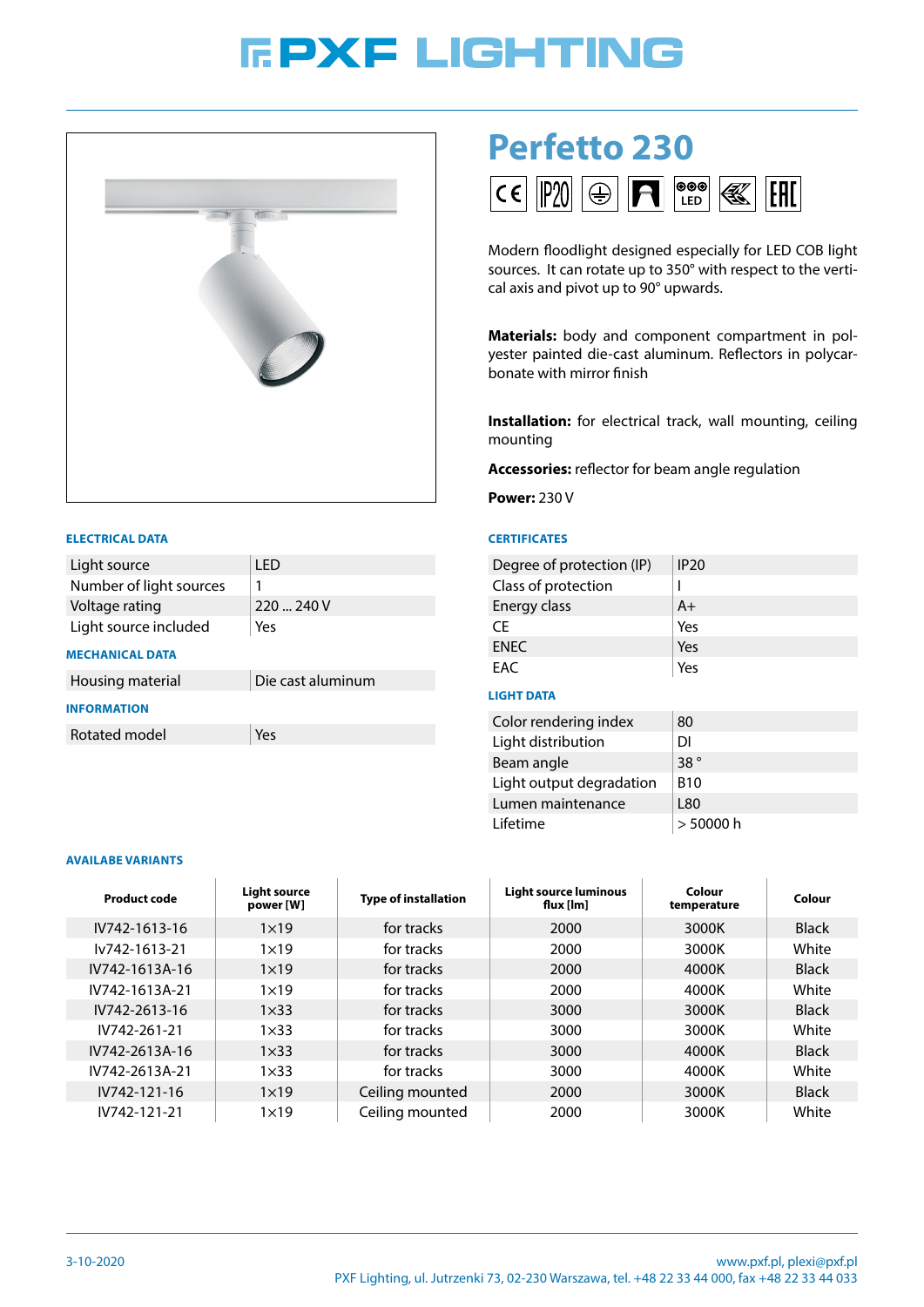# PXF LIGHTING

# Perfetto 230

Modern floodlight designed especially for LED COB light sources. It can rotate up to 350° with respect to the vertical axis and pivot up to 90° upwards.

**Materials:** body and component compartment in polyester painted die-cast aluminum. Reflectors in polycarbonate with mirror finish

**Installation:** for electrical track, wall mounting, ceiling mounting

**Accessories:** reflector for beam angle regulation

**Power:** 230 V

### ELECTRICAL DATA

| | |
|---|---|
| Light source | LED |
| Number of light sources | 1 |
| Voltage rating | 220 ... 240 V |
| Light source included | Yes |

### MECHANICAL DATA

| | |
|---|---|
| Housing material | Die cast aluminum |

### INFORMATION

| | |
|---|---|
| Rotated model | Yes |

### CERTIFICATES

| | |
|---|---|
| Degree of protection (IP) | IP20 |
| Class of protection | I |
| Energy class | A+ |
| CE | Yes |
| ENEC | Yes |
| EAC | Yes |

### LIGHT DATA

| | |
|---|---|
| Color rendering index | 80 |
| Light distribution | DI |
| Beam angle | 38 ° |
| Light output degradation | B10 |
| Lumen maintenance | L80 |
| Lifetime | > 50000 h |

### AVAILABE VARIANTS

| Product code | Light source power [W] | Type of installation | Light source luminous flux [lm] | Colour temperature | Colour |
|---|---|---|---|---|---|
| IV742-1613-16 | 1x19 | for tracks | 2000 | 3000K | Black |
| Iv742-1613-21 | 1x19 | for tracks | 2000 | 3000K | White |
| IV742-1613A-16 | 1x19 | for tracks | 2000 | 4000K | Black |
| IV742-1613A-21 | 1x19 | for tracks | 2000 | 4000K | White |
| IV742-2613-16 | 1x33 | for tracks | 3000 | 3000K | Black |
| IV742-261-21 | 1x33 | for tracks | 3000 | 3000K | White |
| IV742-2613A-16 | 1x33 | for tracks | 3000 | 4000K | Black |
| IV742-2613A-21 | 1x33 | for tracks | 3000 | 4000K | White |
| IV742-121-16 | 1x19 | Ceiling mounted | 2000 | 3000K | Black |
| IV742-121-21 | 1x19 | Ceiling mounted | 2000 | 3000K | White |

3-10-2020

www.pxf.pl, plexi@pxf.pl
PXF Lighting, ul. Jutrzenki 73, 02-230 Warszawa, tel. +48 22 33 44 000, fax +48 22 33 44 033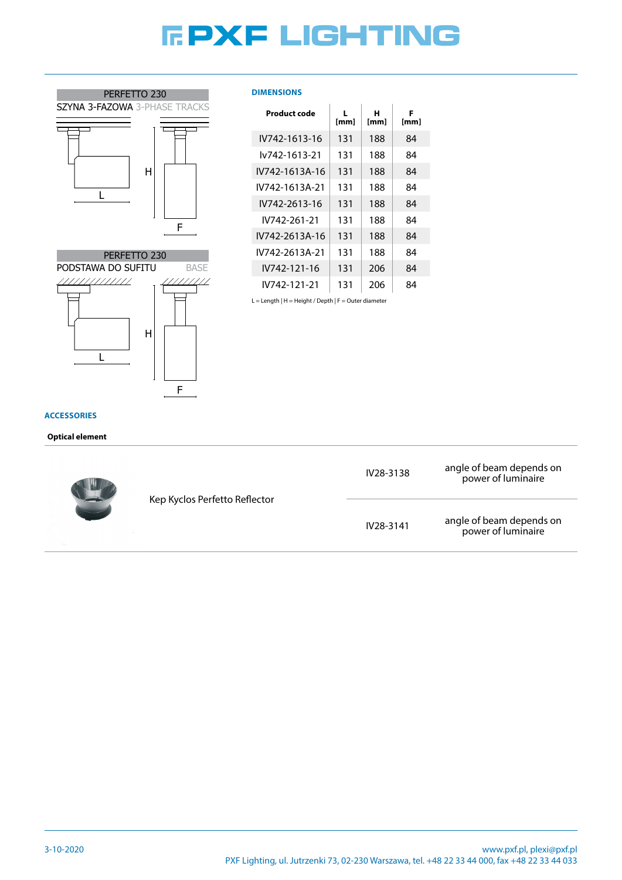PERFETTO 230

SZYNA 3-FAZOWA 3-PHASE TRACKS

PERFETTO 230

PODSTAWA DO SUFITU BASE

## DIMENSIONS

| Product code | L [mm] | H [mm] | F [mm] |
|---|---|---|---|
| IV742-1613-16 | 131 | 188 | 84 |
| Iv742-1613-21 | 131 | 188 | 84 |
| IV742-1613A-16 | 131 | 188 | 84 |
| IV742-1613A-21 | 131 | 188 | 84 |
| IV742-2613-16 | 131 | 188 | 84 |
| IV742-261-21 | 131 | 188 | 84 |
| IV742-2613A-16 | 131 | 188 | 84 |
| IV742-2613A-21 | 131 | 188 | 84 |
| IV742-121-16 | 131 | 206 | 84 |
| IV742-121-21 | 131 | 206 | 84 |

L = Length | H = Height / Depth | F = Outer diameter

## ACCESSORIES

**Optical element**

| | | |
|---|---|---|
| Kep Kyclos Perfetto Reflector | IV28-3138 | angle of beam depends on power of luminaire |
| | IV28-3141 | angle of beam depends on power of luminaire |

3-10-2020

www.pxf.pl, plexi@pxf.pl
PXF Lighting, ul. Jutrzenki 73, 02-230 Warszawa, tel. +48 22 33 44 000, fax +48 22 33 44 033